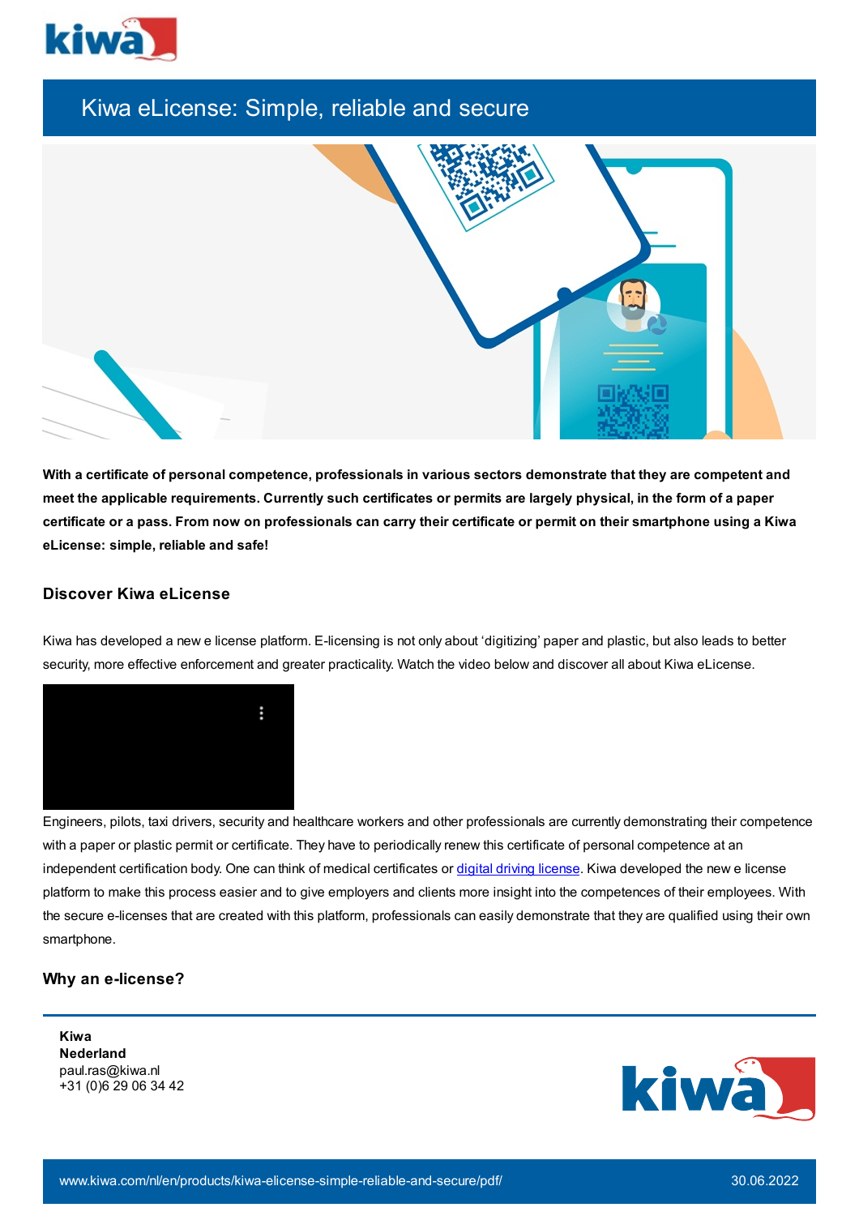# Kiwa eLicense: Simple, reliable and secure

**With a certificate of personal competence, professionals in various sectors demonstrate that they are competent and meet the applicable requirements. Currently such certificates or permits are largely physical, in the form of a paper certificate or a pass. From now on professionals can carry their certificate or permit on their smartphone using a Kiwa eLicense: simple, reliable and safe!**

## Discover Kiwa eLicense

Kiwa has developed a new e license platform. E-licensing is not only about 'digitizing' paper and plastic, but also leads to better security, more effective enforcement and greater practicality. Watch the video below and discover all about Kiwa eLicense.

Engineers, pilots, taxi drivers, security and healthcare workers and other professionals are currently demonstrating their competence with a paper or plastic permit or certificate. They have to periodically renew this certificate of personal competence at an independent certification body. One can think of medical certificates or digital driving license. Kiwa developed the new e license platform to make this process easier and to give employers and clients more insight into the competences of their employees. With the secure e-licenses that are created with this platform, professionals can easily demonstrate that they are qualified using their own smartphone.

## Why an e-license?

**Kiwa**
**Nederland**
paul.ras@kiwa.nl
+31 (0)6 29 06 34 42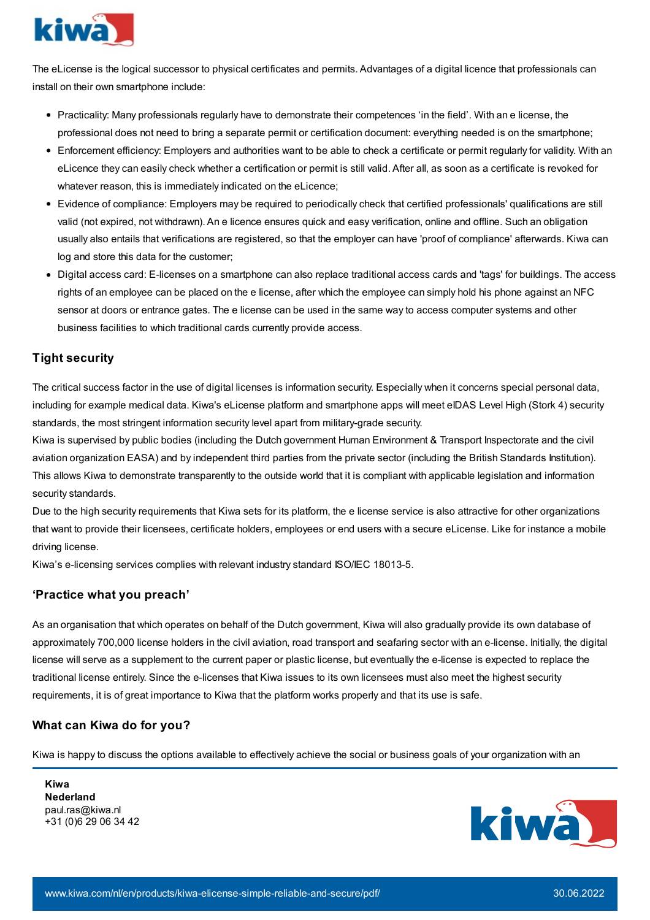The eLicense is the logical successor to physical certificates and permits. Advantages of a digital licence that professionals can install on their own smartphone include:

- Practicality: Many professionals regularly have to demonstrate their competences 'in the field'. With an e license, the professional does not need to bring a separate permit or certification document: everything needed is on the smartphone;
- Enforcement efficiency: Employers and authorities want to be able to check a certificate or permit regularly for validity. With an eLicence they can easily check whether a certification or permit is still valid. After all, as soon as a certificate is revoked for whatever reason, this is immediately indicated on the eLicence;
- Evidence of compliance: Employers may be required to periodically check that certified professionals' qualifications are still valid (not expired, not withdrawn). An e licence ensures quick and easy verification, online and offline. Such an obligation usually also entails that verifications are registered, so that the employer can have 'proof of compliance' afterwards. Kiwa can log and store this data for the customer;
- Digital access card: E-licenses on a smartphone can also replace traditional access cards and 'tags' for buildings. The access rights of an employee can be placed on the e license, after which the employee can simply hold his phone against an NFC sensor at doors or entrance gates. The e license can be used in the same way to access computer systems and other business facilities to which traditional cards currently provide access.

## Tight security

The critical success factor in the use of digital licenses is information security. Especially when it concerns special personal data, including for example medical data. Kiwa's eLicense platform and smartphone apps will meet eIDAS Level High (Stork 4) security standards, the most stringent information security level apart from military-grade security.

Kiwa is supervised by public bodies (including the Dutch government Human Environment & Transport Inspectorate and the civil aviation organization EASA) and by independent third parties from the private sector (including the British Standards Institution). This allows Kiwa to demonstrate transparently to the outside world that it is compliant with applicable legislation and information security standards.

Due to the high security requirements that Kiwa sets for its platform, the e license service is also attractive for other organizations that want to provide their licensees, certificate holders, employees or end users with a secure eLicense. Like for instance a mobile driving license.

Kiwa's e-licensing services complies with relevant industry standard ISO/IEC 18013-5.

## 'Practice what you preach'

As an organisation that which operates on behalf of the Dutch government, Kiwa will also gradually provide its own database of approximately 700,000 license holders in the civil aviation, road transport and seafaring sector with an e-license. Initially, the digital license will serve as a supplement to the current paper or plastic license, but eventually the e-license is expected to replace the traditional license entirely. Since the e-licenses that Kiwa issues to its own licensees must also meet the highest security requirements, it is of great importance to Kiwa that the platform works properly and that its use is safe.

## What can Kiwa do for you?

Kiwa is happy to discuss the options available to effectively achieve the social or business goals of your organization with an

**Kiwa**
**Nederland**
paul.ras@kiwa.nl
+31 (0)6 29 06 34 42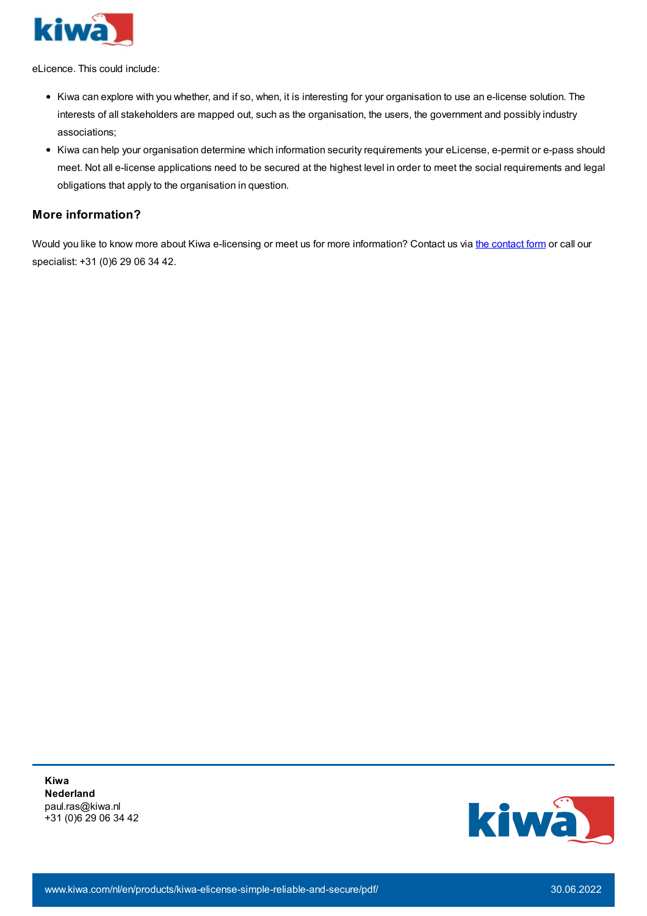eLicence. This could include:

- Kiwa can explore with you whether, and if so, when, it is interesting for your organisation to use an e-license solution. The interests of all stakeholders are mapped out, such as the organisation, the users, the government and possibly industry associations;
- Kiwa can help your organisation determine which information security requirements your eLicense, e-permit or e-pass should meet. Not all e-license applications need to be secured at the highest level in order to meet the social requirements and legal obligations that apply to the organisation in question.

## More information?

Would you like to know more about Kiwa e-licensing or meet us for more information? Contact us via the contact form or call our specialist: +31 (0)6 29 06 34 42.

**Kiwa**
**Nederland**
paul.ras@kiwa.nl
+31 (0)6 29 06 34 42